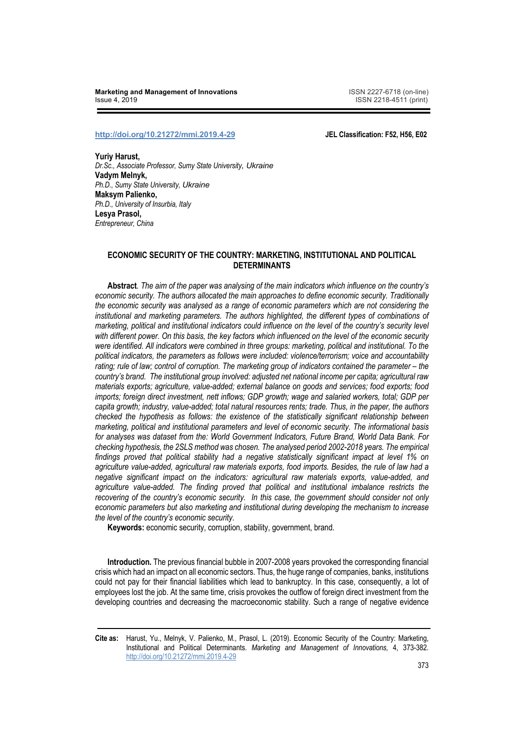http://doi.org/10.21272/mmi.2019.4-29 **JEL Classification: F52, H56, E02**

**Yuriy Harust,**
*Dr.Sc., Associate Professor, Sumy State University, Ukraine*
**Vadym Melnyk,**
*Ph.D., Sumy State University, Ukraine*
**Maksym Palienko,**
*Ph.D., University of Insurbia, Italy*
**Lesya Prasol,**
*Entrepreneur, China*

# ECONOMIC SECURITY OF THE COUNTRY: MARKETING, INSTITUTIONAL AND POLITICAL DETERMINANTS

**Abstract**. *The aim of the paper was analysing of the main indicators which influence on the country's economic security. The authors allocated the main approaches to define economic security. Traditionally the economic security was analysed as a range of economic parameters which are not considering the institutional and marketing parameters. The authors highlighted, the different types of combinations of marketing, political and institutional indicators could influence on the level of the country's security level with different power. On this basis, the key factors which influenced on the level of the economic security were identified. All indicators were combined in three groups: marketing, political and institutional. To the political indicators, the parameters as follows were included: violence/terrorism; voice and accountability rating; rule of law; control of corruption. The marketing group of indicators contained the parameter – the country's brand. The institutional group involved: adjusted net national income per capita; agricultural raw materials exports; agriculture, value-added; external balance on goods and services; food exports; food imports; foreign direct investment, nett inflows; GDP growth; wage and salaried workers, total; GDP per capita growth; industry, value-added; total natural resources rents; trade. Thus, in the paper, the authors checked the hypothesis as follows: the existence of the statistically significant relationship between marketing, political and institutional parameters and level of economic security. The informational basis for analyses was dataset from the: World Government Indicators, Future Brand, World Data Bank. For checking hypothesis, the 2SLS method was chosen. The analysed period 2002-2018 years. The empirical findings proved that political stability had a negative statistically significant impact at level 1% on agriculture value-added, agricultural raw materials exports, food imports. Besides, the rule of law had a negative significant impact on the indicators: agricultural raw materials exports, value-added, and agriculture value-added. The finding proved that political and institutional imbalance restricts the recovering of the country's economic security. In this case, the government should consider not only economic parameters but also marketing and institutional during developing the mechanism to increase the level of the country's economic security.*

**Keywords:** economic security, corruption, stability, government, brand.

**Introduction.** The previous financial bubble in 2007-2008 years provoked the corresponding financial crisis which had an impact on all economic sectors. Thus, the huge range of companies, banks, institutions could not pay for their financial liabilities which lead to bankruptcy. In this case, consequently, a lot of employees lost the job. At the same time, crisis provokes the outflow of foreign direct investment from the developing countries and decreasing the macroeconomic stability. Such a range of negative evidence

**Cite as:** Harust, Yu., Melnyk, V. Palienko, M., Prasol, L. (2019). Economic Security of the Country: Marketing, Institutional and Political Determinants. *Marketing and Management of Innovations*, 4, 373-382. http://doi.org/10.21272/mmi.2019.4-29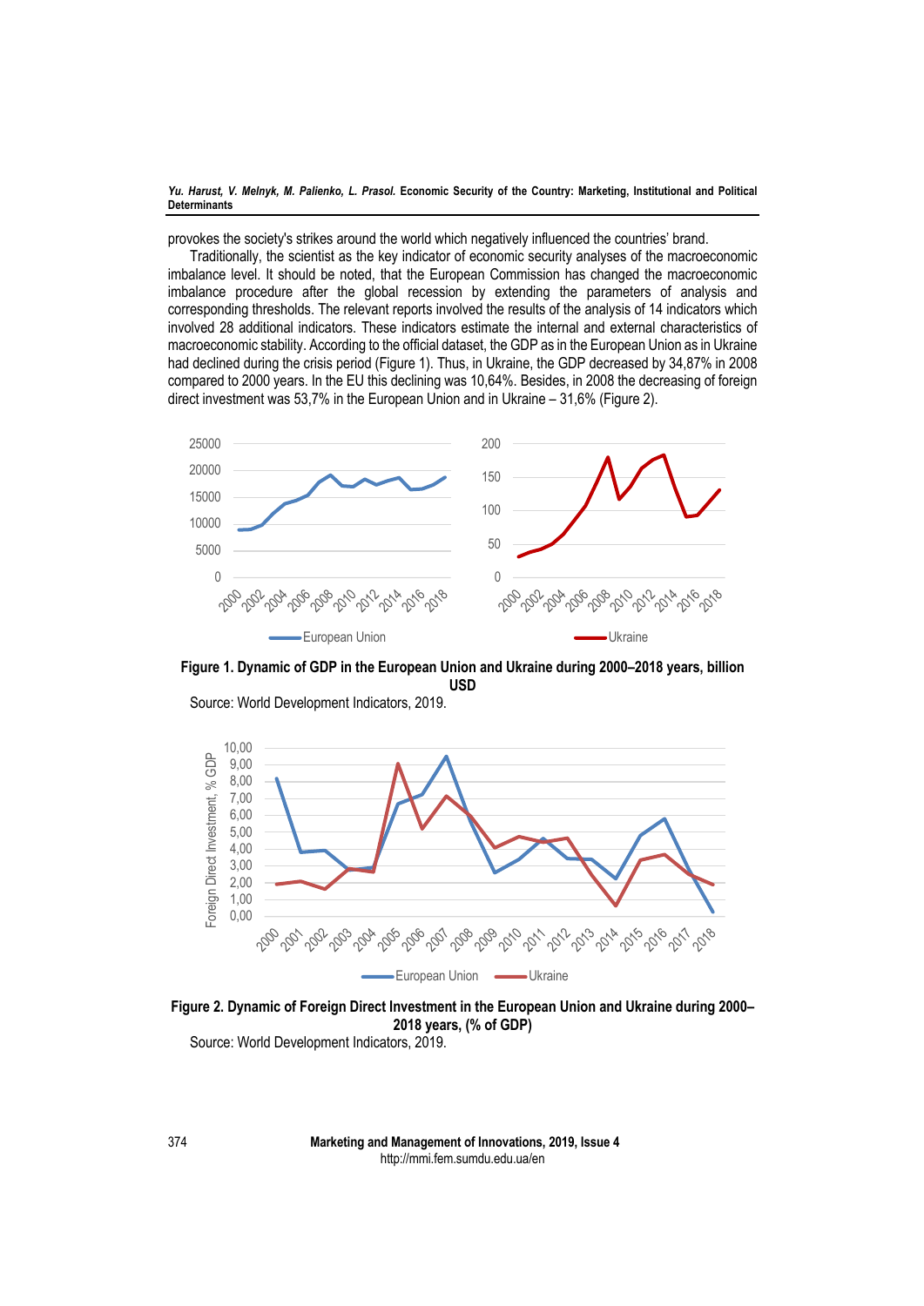provokes the society's strikes around the world which negatively influenced the countries' brand.

Traditionally, the scientist as the key indicator of economic security analyses of the macroeconomic imbalance level. It should be noted, that the European Commission has changed the macroeconomic imbalance procedure after the global recession by extending the parameters of analysis and corresponding thresholds. The relevant reports involved the results of the analysis of 14 indicators which involved 28 additional indicators. These indicators estimate the internal and external characteristics of macroeconomic stability. According to the official dataset, the GDP as in the European Union as in Ukraine had declined during the crisis period (Figure 1). Thus, in Ukraine, the GDP decreased by 34,87% in 2008 compared to 2000 years. In the EU this declining was 10,64%. Besides, in 2008 the decreasing of foreign direct investment was 53,7% in the European Union and in Ukraine – 31,6% (Figure 2).

**Figure 1. Dynamic of GDP in the European Union and Ukraine during 2000–2018 years, billion USD**

Source: World Development Indicators, 2019.

**Figure 2. Dynamic of Foreign Direct Investment in the European Union and Ukraine during 2000–2018 years, (% of GDP)**

Source: World Development Indicators, 2019.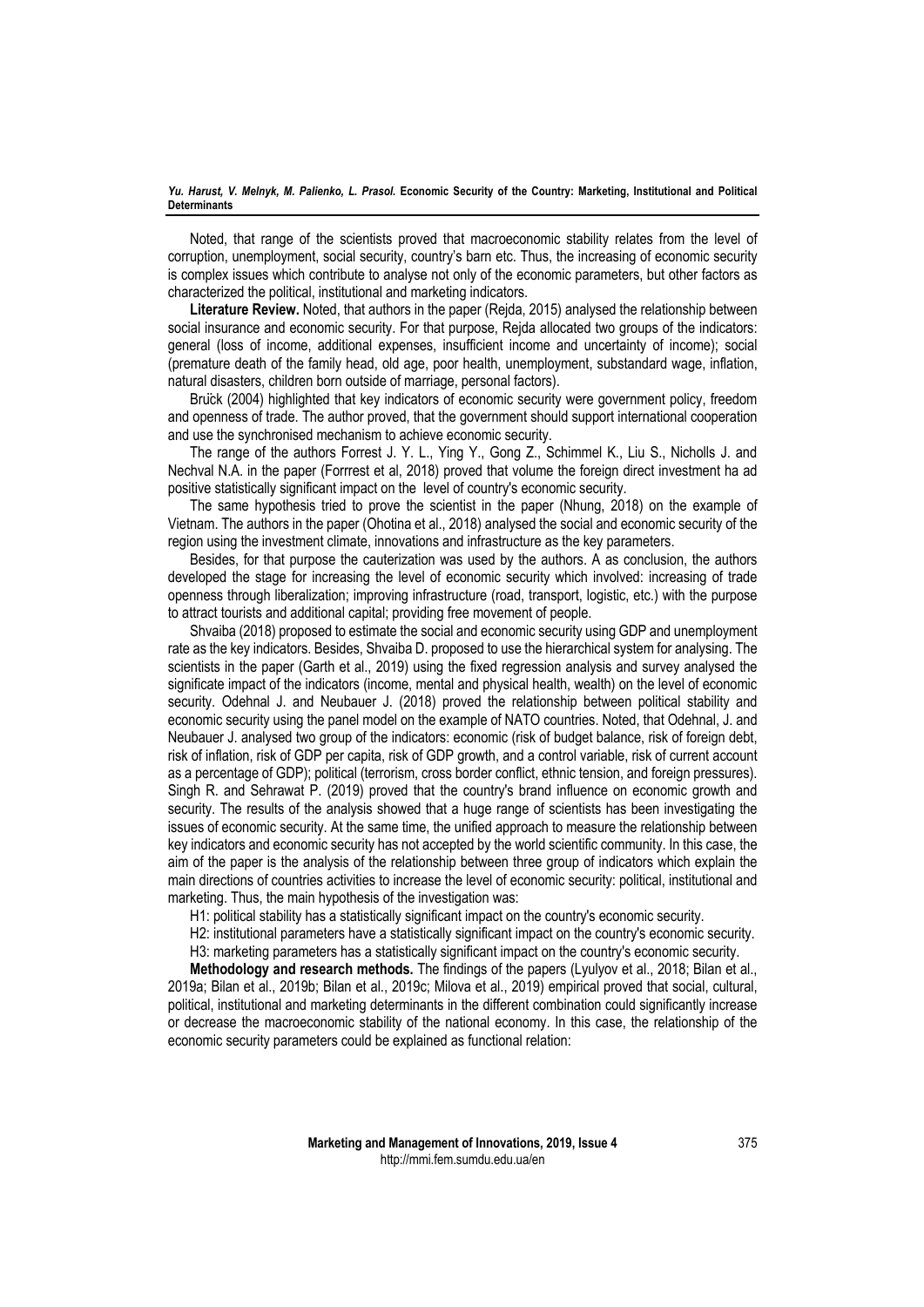Noted, that range of the scientists proved that macroeconomic stability relates from the level of corruption, unemployment, social security, country's barn etc. Thus, the increasing of economic security is complex issues which contribute to analyse not only of the economic parameters, but other factors as characterized the political, institutional and marketing indicators.

**Literature Review.** Noted, that authors in the paper (Rejda, 2015) analysed the relationship between social insurance and economic security. For that purpose, Rejda allocated two groups of the indicators: general (loss of income, additional expenses, insufficient income and uncertainty of income); social (premature death of the family head, old age, poor health, unemployment, substandard wage, inflation, natural disasters, children born outside of marriage, personal factors).

Brück (2004) highlighted that key indicators of economic security were government policy, freedom and openness of trade. The author proved, that the government should support international cooperation and use the synchronised mechanism to achieve economic security.

The range of the authors Forrest J. Y. L., Ying Y., Gong Z., Schimmel K., Liu S., Nicholls J. and Nechval N.A. in the paper (Forrrest et al, 2018) proved that volume the foreign direct investment ha ad positive statistically significant impact on the level of country's economic security.

The same hypothesis tried to prove the scientist in the paper (Nhung, 2018) on the example of Vietnam. The authors in the paper (Ohotina et al., 2018) analysed the social and economic security of the region using the investment climate, innovations and infrastructure as the key parameters.

Besides, for that purpose the cauterization was used by the authors. A as conclusion, the authors developed the stage for increasing the level of economic security which involved: increasing of trade openness through liberalization; improving infrastructure (road, transport, logistic, etc.) with the purpose to attract tourists and additional capital; providing free movement of people.

Shvaiba (2018) proposed to estimate the social and economic security using GDP and unemployment rate as the key indicators. Besides, Shvaiba D. proposed to use the hierarchical system for analysing. The scientists in the paper (Garth et al., 2019) using the fixed regression analysis and survey analysed the significate impact of the indicators (income, mental and physical health, wealth) on the level of economic security. Odehnal J. and Neubauer J. (2018) proved the relationship between political stability and economic security using the panel model on the example of NATO countries. Noted, that Odehnal, J. and Neubauer J. analysed two group of the indicators: economic (risk of budget balance, risk of foreign debt, risk of inflation, risk of GDP per capita, risk of GDP growth, and a control variable, risk of current account as a percentage of GDP); political (terrorism, cross border conflict, ethnic tension, and foreign pressures). Singh R. and Sehrawat P. (2019) proved that the country's brand influence on economic growth and security. The results of the analysis showed that a huge range of scientists has been investigating the issues of economic security. At the same time, the unified approach to measure the relationship between key indicators and economic security has not accepted by the world scientific community. In this case, the aim of the paper is the analysis of the relationship between three group of indicators which explain the main directions of countries activities to increase the level of economic security: political, institutional and marketing. Thus, the main hypothesis of the investigation was:

H1: political stability has a statistically significant impact on the country's economic security.

H2: institutional parameters have a statistically significant impact on the country's economic security.

H3: marketing parameters has a statistically significant impact on the country's economic security.

**Methodology and research methods.** The findings of the papers (Lyulyov et al., 2018; Bilan et al., 2019a; Bilan et al., 2019b; Bilan et al., 2019c; Milova et al., 2019) empirical proved that social, cultural, political, institutional and marketing determinants in the different combination could significantly increase or decrease the macroeconomic stability of the national economy. In this case, the relationship of the economic security parameters could be explained as functional relation: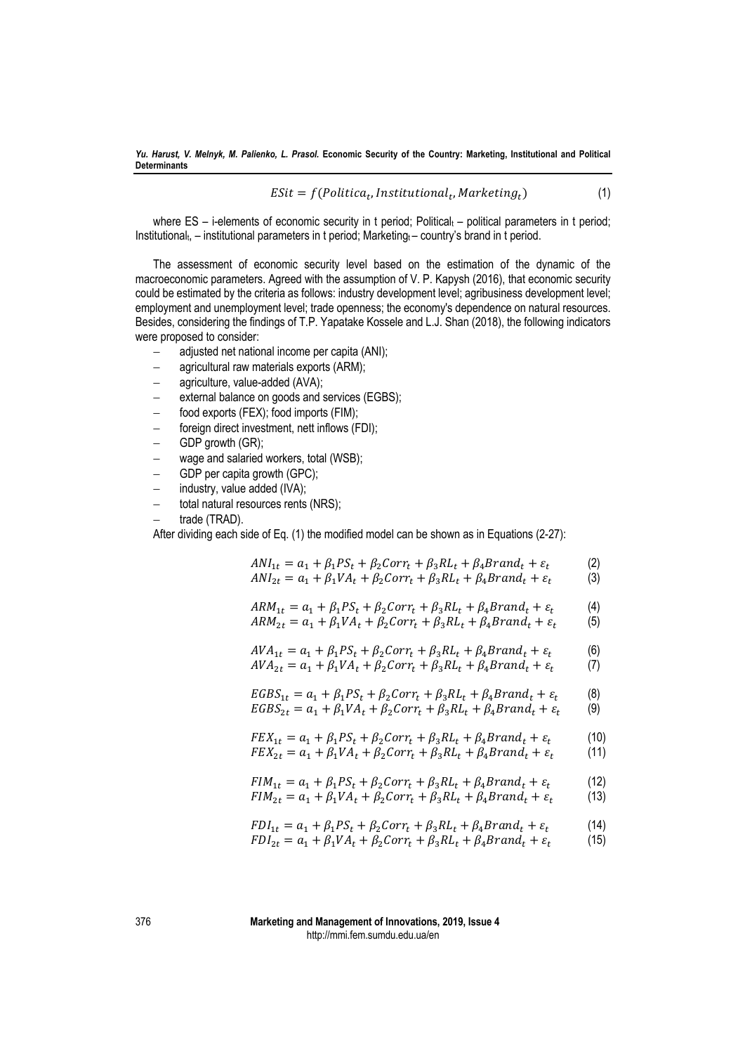$$ESit = f(Politica_t, Institutional_t, Marketing_t) \tag{1}$$

where ES – i-elements of economic security in t period; $Political_t$ – political parameters in t period; $Institutional_t$, – institutional parameters in t period; $Marketing_t$ – country's brand in t period.

The assessment of economic security level based on the estimation of the dynamic of the macroeconomic parameters. Agreed with the assumption of V. P. Kapysh (2016), that economic security could be estimated by the criteria as follows: industry development level; agribusiness development level; employment and unemployment level; trade openness; the economy's dependence on natural resources. Besides, considering the findings of T.P. Yapatake Kossele and L.J. Shan (2018), the following indicators were proposed to consider:

- adjusted net national income per capita (ANI);
- agricultural raw materials exports (ARM);
- agriculture, value-added (AVA);
- external balance on goods and services (EGBS);
- food exports (FEX); food imports (FIM);
- foreign direct investment, nett inflows (FDI);
- GDP growth (GR);
- wage and salaried workers, total (WSB);
- GDP per capita growth (GPC);
- industry, value added (IVA);
- total natural resources rents (NRS);
- trade (TRAD).

After dividing each side of Eq. (1) the modified model can be shown as in Equations (2-27):

$$ANI_{1t} = a_1 + \beta_1 PS_t + \beta_2 Corr_t + \beta_3 RL_t + \beta_4 Brand_t + \varepsilon_t \tag{2}$$
$$ANI_{2t} = a_1 + \beta_1 VA_t + \beta_2 Corr_t + \beta_3 RL_t + \beta_4 Brand_t + \varepsilon_t \tag{3}$$

$$ARM_{1t} = a_1 + \beta_1 PS_t + \beta_2 Corr_t + \beta_3 RL_t + \beta_4 Brand_t + \varepsilon_t \tag{4}$$
$$ARM_{2t} = a_1 + \beta_1 VA_t + \beta_2 Corr_t + \beta_3 RL_t + \beta_4 Brand_t + \varepsilon_t \tag{5}$$

$$AVA_{1t} = a_1 + \beta_1 PS_t + \beta_2 Corr_t + \beta_3 RL_t + \beta_4 Brand_t + \varepsilon_t \tag{6}$$
$$AVA_{2t} = a_1 + \beta_1 VA_t + \beta_2 Corr_t + \beta_3 RL_t + \beta_4 Brand_t + \varepsilon_t \tag{7}$$

$$EGBS_{1t} = a_1 + \beta_1 PS_t + \beta_2 Corr_t + \beta_3 RL_t + \beta_4 Brand_t + \varepsilon_t \tag{8}$$
$$EGBS_{2t} = a_1 + \beta_1 VA_t + \beta_2 Corr_t + \beta_3 RL_t + \beta_4 Brand_t + \varepsilon_t \tag{9}$$

$$FEX_{1t} = a_1 + \beta_1 PS_t + \beta_2 Corr_t + \beta_3 RL_t + \beta_4 Brand_t + \varepsilon_t \tag{10}$$
$$FEX_{2t} = a_1 + \beta_1 VA_t + \beta_2 Corr_t + \beta_3 RL_t + \beta_4 Brand_t + \varepsilon_t \tag{11}$$

$$FIM_{1t} = a_1 + \beta_1 PS_t + \beta_2 Corr_t + \beta_3 RL_t + \beta_4 Brand_t + \varepsilon_t \tag{12}$$
$$FIM_{2t} = a_1 + \beta_1 VA_t + \beta_2 Corr_t + \beta_3 RL_t + \beta_4 Brand_t + \varepsilon_t \tag{13}$$

$$FDI_{1t} = a_1 + \beta_1 PS_t + \beta_2 Corr_t + \beta_3 RL_t + \beta_4 Brand_t + \varepsilon_t \tag{14}$$
$$FDI_{2t} = a_1 + \beta_1 VA_t + \beta_2 Corr_t + \beta_3 RL_t + \beta_4 Brand_t + \varepsilon_t \tag{15}$$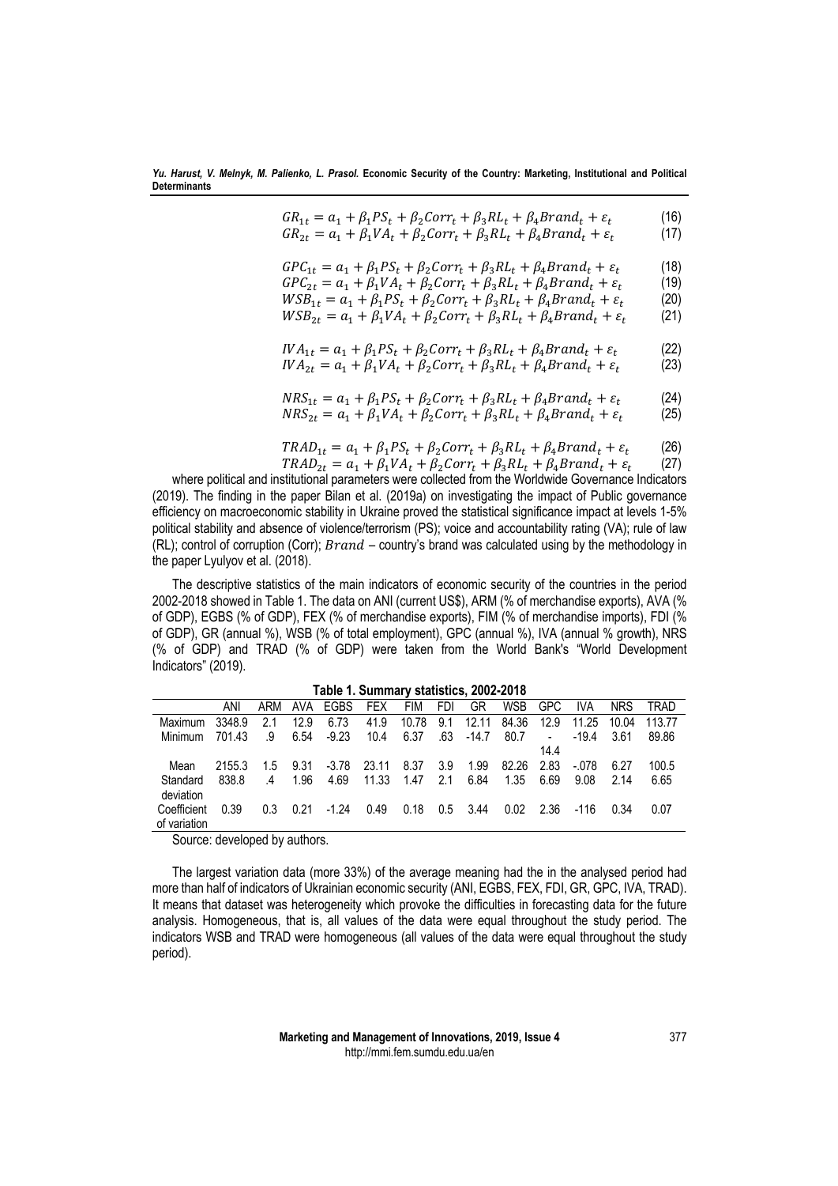$$GR_{1t} = a_1 + \beta_1 PS_t + \beta_2 Corr_t + \beta_3 RL_t + \beta_4 Brand_t + \varepsilon_t \quad (16)$$

$$GR_{2t} = a_1 + \beta_1 VA_t + \beta_2 Corr_t + \beta_3 RL_t + \beta_4 Brand_t + \varepsilon_t \quad (17)$$

$$GPC_{1t} = a_1 + \beta_1 PS_t + \beta_2 Corr_t + \beta_3 RL_t + \beta_4 Brand_t + \varepsilon_t \quad (18)$$

$$GPC_{2t} = a_1 + \beta_1 VA_t + \beta_2 Corr_t + \beta_3 RL_t + \beta_4 Brand_t + \varepsilon_t \quad (19)$$

$$WSB_{1t} = a_1 + \beta_1 PS_t + \beta_2 Corr_t + \beta_3 RL_t + \beta_4 Brand_t + \varepsilon_t \quad (20)$$

$$WSB_{2t} = a_1 + \beta_1 VA_t + \beta_2 Corr_t + \beta_3 RL_t + \beta_4 Brand_t + \varepsilon_t \quad (21)$$

$$IVA_{1t} = a_1 + \beta_1 PS_t + \beta_2 Corr_t + \beta_3 RL_t + \beta_4 Brand_t + \varepsilon_t \quad (22)$$

$$IVA_{2t} = a_1 + \beta_1 VA_t + \beta_2 Corr_t + \beta_3 RL_t + \beta_4 Brand_t + \varepsilon_t \quad (23)$$

$$NRS_{1t} = a_1 + \beta_1 PS_t + \beta_2 Corr_t + \beta_3 RL_t + \beta_4 Brand_t + \varepsilon_t \quad (24)$$

$$NRS_{2t} = a_1 + \beta_1 VA_t + \beta_2 Corr_t + \beta_3 RL_t + \beta_4 Brand_t + \varepsilon_t \quad (25)$$

$$TRAD_{1t} = a_1 + \beta_1 PS_t + \beta_2 Corr_t + \beta_3 RL_t + \beta_4 Brand_t + \varepsilon_t \quad (26)$$

$$TRAD_{2t} = a_1 + \beta_1 VA_t + \beta_2 Corr_t + \beta_3 RL_t + \beta_4 Brand_t + \varepsilon_t \quad (27)$$

where political and institutional parameters were collected from the Worldwide Governance Indicators (2019). The finding in the paper Bilan et al. (2019a) on investigating the impact of Public governance efficiency on macroeconomic stability in Ukraine proved the statistical significance impact at levels 1-5% political stability and absence of violence/terrorism (PS); voice and accountability rating (VA); rule of law (RL); control of corruption (Corr); $Brand$ – country's brand was calculated using by the methodology in the paper Lyulyov et al. (2018).

The descriptive statistics of the main indicators of economic security of the countries in the period 2002-2018 showed in Table 1. The data on ANI (current US$), ARM (% of merchandise exports), AVA (% of GDP), EGBS (% of GDP), FEX (% of merchandise exports), FIM (% of merchandise imports), FDI (% of GDP), GR (annual %), WSB (% of total employment), GPC (annual %), IVA (annual % growth), NRS (% of GDP) and TRAD (% of GDP) were taken from the World Bank's "World Development Indicators" (2019).

**Table 1. Summary statistics, 2002-2018**

| | ANI | ARM | AVA | EGBS | FEX | FIM | FDI | GR | WSB | GPC | IVA | NRS | TRAD |
|---|---|---|---|---|---|---|---|---|---|---|---|---|---|
| Maximum | 3348.9 | 2.1 | 12.9 | 6.73 | 41.9 | 10.78 | 9.1 | 12.11 | 84.36 | 12.9 | 11.25 | 10.04 | 113.77 |
| Minimum | 701.43 | .9 | 6.54 | -9.23 | 10.4 | 6.37 | .63 | -14.7 | 80.7 | -14.4 | -19.4 | 3.61 | 89.86 |
| Mean | 2155.3 | 1.5 | 9.31 | -3.78 | 23.11 | 8.37 | 3.9 | 1.99 | 82.26 | 2.83 | -.078 | 6.27 | 100.5 |
| Standard deviation | 838.8 | .4 | 1.96 | 4.69 | 11.33 | 1.47 | 2.1 | 6.84 | 1.35 | 6.69 | 9.08 | 2.14 | 6.65 |
| Coefficient of variation | 0.39 | 0.3 | 0.21 | -1.24 | 0.49 | 0.18 | 0.5 | 3.44 | 0.02 | 2.36 | -116 | 0.34 | 0.07 |

Source: developed by authors.

The largest variation data (more 33%) of the average meaning had the in the analysed period had more than half of indicators of Ukrainian economic security (ANI, EGBS, FEX, FDI, GR, GPC, IVA, TRAD). It means that dataset was heterogeneity which provoke the difficulties in forecasting data for the future analysis. Homogeneous, that is, all values of the data were equal throughout the study period. The indicators WSB and TRAD were homogeneous (all values of the data were equal throughout the study period).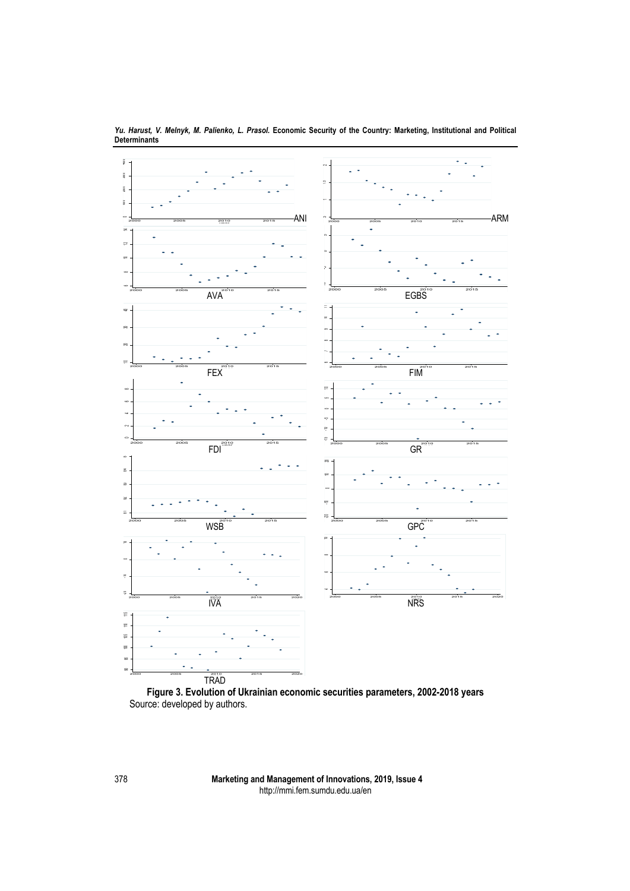ANI

ARM

AVA

EGBS

FEX

FIM

FDI

GR

WSB

GPC

IVA

NRS

TRAD

**Figure 3. Evolution of Ukrainian economic securities parameters, 2002-2018 years**

Source: developed by authors.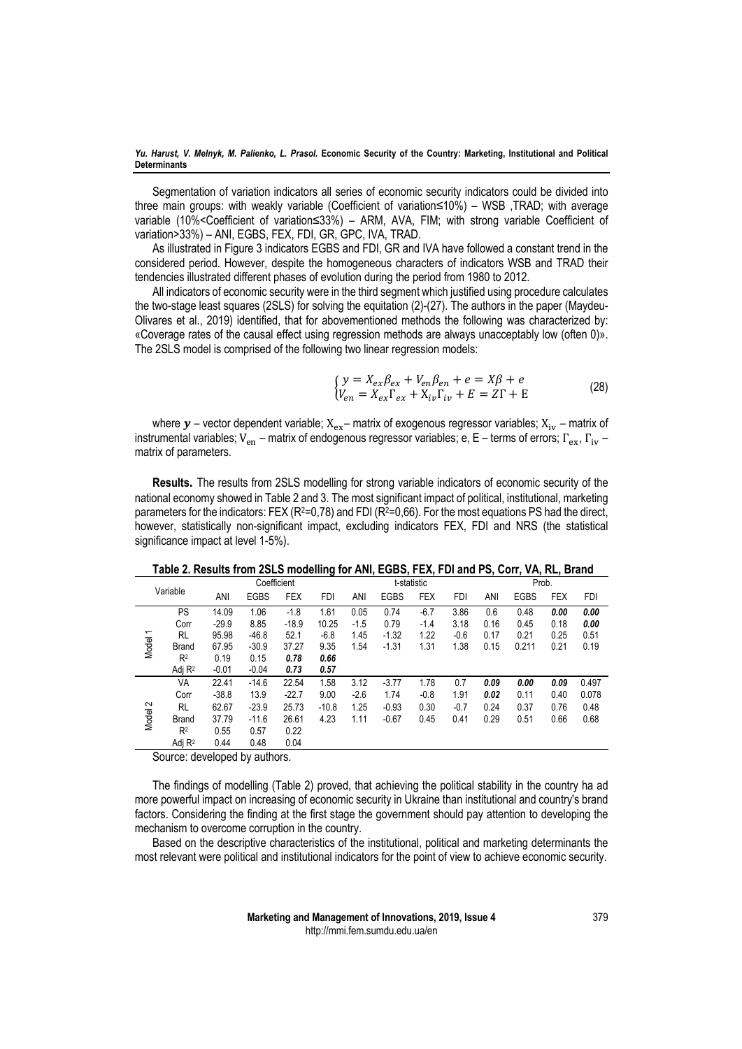Segmentation of variation indicators all series of economic security indicators could be divided into three main groups: with weakly variable (Coefficient of variation≤10%) – WSB ,TRAD; with average variable (10%<Coefficient of variation≤33%) – ARM, AVA, FIM; with strong variable Coefficient of variation>33%) – ANI, EGBS, FEX, FDI, GR, GPC, IVA, TRAD.

As illustrated in Figure 3 indicators EGBS and FDI, GR and IVA have followed a constant trend in the considered period. However, despite the homogeneous characters of indicators WSB and TRAD their tendencies illustrated different phases of evolution during the period from 1980 to 2012.

All indicators of economic security were in the third segment which justified using procedure calculates the two-stage least squares (2SLS) for solving the equitation (2)-(27). The authors in the paper (Maydeu-Olivares et al., 2019) identified, that for abovementioned methods the following was characterized by: «Coverage rates of the causal effect using regression methods are always unacceptably low (often 0)». The 2SLS model is comprised of the following two linear regression models:

$$\begin{cases} y = X_{ex}\beta_{ex} + V_{en}\beta_{en} + e = X\beta + e \\ V_{en} = X_{ex}\Gamma_{ex} + X_{iv}\Gamma_{iv} + E = Z\Gamma + E \end{cases} \tag{28}$$

where $y$ – vector dependent variable; $X_{ex}$– matrix of exogenous regressor variables; $X_{iv}$ – matrix of instrumental variables; $V_{en}$ – matrix of endogenous regressor variables; e, E – terms of errors; $\Gamma_{ex}$, $\Gamma_{iv}$ – matrix of parameters.

**Results.** The results from 2SLS modelling for strong variable indicators of economic security of the national economy showed in Table 2 and 3. The most significant impact of political, institutional, marketing parameters for the indicators: FEX ($R^2$=0,78) and FDI ($R^2$=0,66). For the most equations PS had the direct, however, statistically non-significant impact, excluding indicators FEX, FDI and NRS (the statistical significance impact at level 1-5%).

**Table 2. Results from 2SLS modelling for ANI, EGBS, FEX, FDI and PS, Corr, VA, RL, Brand**

| Variable | | Coefficient | | | | t-statistic | | | | Prob. | | | |
|---|---|---|---|---|---|---|---|---|---|---|---|---|---|
| | | ANI | EGBS | FEX | FDI | ANI | EGBS | FEX | FDI | ANI | EGBS | FEX | FDI |
| Model 1 | PS | 14.09 | 1.06 | -1.8 | 1.61 | 0.05 | 0.74 | -6.7 | 3.86 | 0.6 | 0.48 | ***0.00*** | ***0.00*** |
| | Corr | -29.9 | 8.85 | -18.9 | 10.25 | -1.5 | 0.79 | -1.4 | 3.18 | 0.16 | 0.45 | 0.18 | ***0.00*** |
| | RL | 95.98 | -46.8 | 52.1 | -6.8 | 1.45 | -1.32 | 1.22 | -0.6 | 0.17 | 0.21 | 0.25 | 0.51 |
| | Brand | 67.95 | -30.9 | 37.27 | 9.35 | 1.54 | -1.31 | 1.31 | 1.38 | 0.15 | 0.211 | 0.21 | 0.19 |
| | $R^2$ | 0.19 | 0.15 | ***0.78*** | ***0.66*** | | | | | | | | |
| | Adj $R^2$ | -0.01 | -0.04 | ***0.73*** | ***0.57*** | | | | | | | | |
| Model 2 | VA | 22.41 | -14.6 | 22.54 | 1.58 | 3.12 | -3.77 | 1.78 | 0.7 | ***0.09*** | ***0.00*** | ***0.09*** | 0.497 |
| | Corr | -38.8 | 13.9 | -22.7 | 9.00 | -2.6 | 1.74 | -0.8 | 1.91 | ***0.02*** | 0.11 | 0.40 | 0.078 |
| | RL | 62.67 | -23.9 | 25.73 | -10.8 | 1.25 | -0.93 | 0.30 | -0.7 | 0.24 | 0.37 | 0.76 | 0.48 |
| | Brand | 37.79 | -11.6 | 26.61 | 4.23 | 1.11 | -0.67 | 0.45 | 0.41 | 0.29 | 0.51 | 0.66 | 0.68 |
| | $R^2$ | 0.55 | 0.57 | 0.22 | | | | | | | | | |
| | Adj $R^2$ | 0.44 | 0.48 | 0.04 | | | | | | | | | |

Source: developed by authors.

The findings of modelling (Table 2) proved, that achieving the political stability in the country ha ad more powerful impact on increasing of economic security in Ukraine than institutional and country's brand factors. Considering the finding at the first stage the government should pay attention to developing the mechanism to overcome corruption in the country.

Based on the descriptive characteristics of the institutional, political and marketing determinants the most relevant were political and institutional indicators for the point of view to achieve economic security.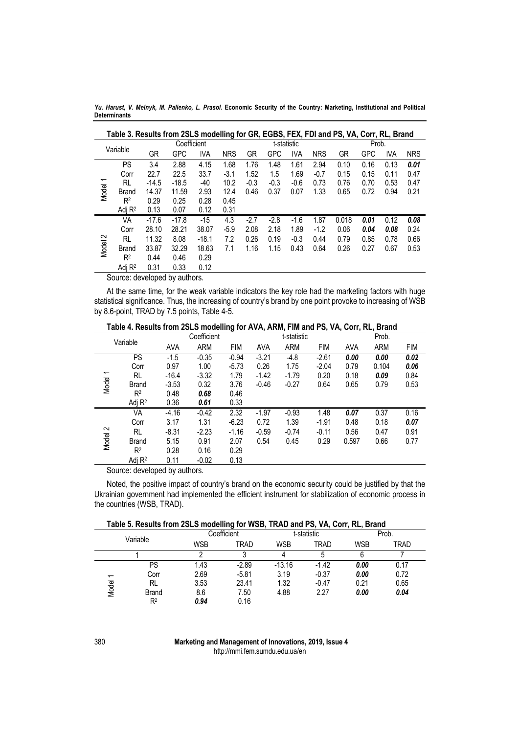**Table 3. Results from 2SLS modelling for GR, EGBS, FEX, FDI and PS, VA, Corr, RL, Brand**

| | Variable | Coefficient | | | | t-statistic | | | | Prob. | | | |
|---|---|---|---|---|---|---|---|---|---|---|---|---|---|
| | | GR | GPC | IVA | NRS | GR | GPC | IVA | NRS | GR | GPC | IVA | NRS |
| Model 1 | PS | 3.4 | 2.88 | 4.15 | 1.68 | 1.76 | 1.48 | 1.61 | 2.94 | 0.10 | 0.16 | 0.13 | ***0.01*** |
| | Corr | 22.7 | 22.5 | 33.7 | -3.1 | 1.52 | 1.5 | 1.69 | -0.7 | 0.15 | 0.15 | 0.11 | 0.47 |
| | RL | -14.5 | -18.5 | -40 | 10.2 | -0.3 | -0.3 | -0.6 | 0.73 | 0.76 | 0.70 | 0.53 | 0.47 |
| | Brand | 14.37 | 11.59 | 2.93 | 12.4 | 0.46 | 0.37 | 0.07 | 1.33 | 0.65 | 0.72 | 0.94 | 0.21 |
| | $R^2$ | 0.29 | 0.25 | 0.28 | 0.45 | | | | | | | | |
| | Adj $R^2$ | 0.13 | 0.07 | 0.12 | 0.31 | | | | | | | | |
| Model 2 | VA | -17.6 | -17.8 | -15 | 4.3 | -2.7 | -2.8 | -1.6 | 1.87 | 0.018 | ***0.01*** | 0.12 | ***0.08*** |
| | Corr | 28.10 | 28.21 | 38.07 | -5.9 | 2.08 | 2.18 | 1.89 | -1.2 | 0.06 | ***0.04*** | ***0.08*** | 0.24 |
| | RL | 11.32 | 8.08 | -18.1 | 7.2 | 0.26 | 0.19 | -0.3 | 0.44 | 0.79 | 0.85 | 0.78 | 0.66 |
| | Brand | 33.87 | 32.29 | 18.63 | 7.1 | 1.16 | 1.15 | 0.43 | 0.64 | 0.26 | 0.27 | 0.67 | 0.53 |
| | $R^2$ | 0.44 | 0.46 | 0.29 | | | | | | | | | |
| | Adj $R^2$ | 0.31 | 0.33 | 0.12 | | | | | | | | | |

Source: developed by authors.

At the same time, for the weak variable indicators the key role had the marketing factors with huge statistical significance. Thus, the increasing of country's brand by one point provoke to increasing of WSB by 8.6-point, TRAD by 7.5 points, Table 4-5.

**Table 4. Results from 2SLS modelling for AVA, ARM, FIM and PS, VA, Corr, RL, Brand**

| | Variable | Coefficient | | | t-statistic | | | Prob. | | |
|---|---|---|---|---|---|---|---|---|---|---|
| | | AVA | ARM | FIM | AVA | ARM | FIM | AVA | ARM | FIM |
| Model 1 | PS | -1.5 | -0.35 | -0.94 | -3.21 | -4.8 | -2.61 | ***0.00*** | ***0.00*** | ***0.02*** |
| | Corr | 0.97 | 1.00 | -5.73 | 0.26 | 1.75 | -2.04 | 0.79 | 0.104 | ***0.06*** |
| | RL | -16.4 | -3.32 | 1.79 | -1.42 | -1.79 | 0.20 | 0.18 | ***0.09*** | 0.84 |
| | Brand | -3.53 | 0.32 | 3.76 | -0.46 | -0.27 | 0.64 | 0.65 | 0.79 | 0.53 |
| | $R^2$ | 0.48 | ***0.68*** | 0.46 | | | | | | |
| | Adj $R^2$ | 0.36 | ***0.61*** | 0.33 | | | | | | |
| Model 2 | VA | -4.16 | -0.42 | 2.32 | -1.97 | -0.93 | 1.48 | ***0.07*** | 0.37 | 0.16 |
| | Corr | 3.17 | 1.31 | -6.23 | 0.72 | 1.39 | -1.91 | 0.48 | 0.18 | ***0.07*** |
| | RL | -8.31 | -2.23 | -1.16 | -0.59 | -0.74 | -0.11 | 0.56 | 0.47 | 0.91 |
| | Brand | 5.15 | 0.91 | 2.07 | 0.54 | 0.45 | 0.29 | 0.597 | 0.66 | 0.77 |
| | $R^2$ | 0.28 | 0.16 | 0.29 | | | | | | |
| | Adj $R^2$ | 0.11 | -0.02 | 0.13 | | | | | | |

Source: developed by authors.

Noted, the positive impact of country's brand on the economic security could be justified by that the Ukrainian government had implemented the efficient instrument for stabilization of economic process in the countries (WSB, TRAD).

**Table 5. Results from 2SLS modelling for WSB, TRAD and PS, VA, Corr, RL, Brand**

| | Variable | Coefficient | | t-statistic | | Prob. | |
|---|---|---|---|---|---|---|---|
| | | WSB | TRAD | WSB | TRAD | WSB | TRAD |
| | 1 | 2 | 3 | 4 | 5 | 6 | 7 |
| Model 1 | PS | 1.43 | -2.89 | -13.16 | -1.42 | ***0.00*** | 0.17 |
| | Corr | 2.69 | -5.81 | 3.19 | -0.37 | ***0.00*** | 0.72 |
| | RL | 3.53 | 23.41 | 1.32 | -0.47 | 0.21 | 0.65 |
| | Brand | 8.6 | 7.50 | 4.88 | 2.27 | ***0.00*** | ***0.04*** |
| | $R^2$ | ***0.94*** | 0.16 | | | | |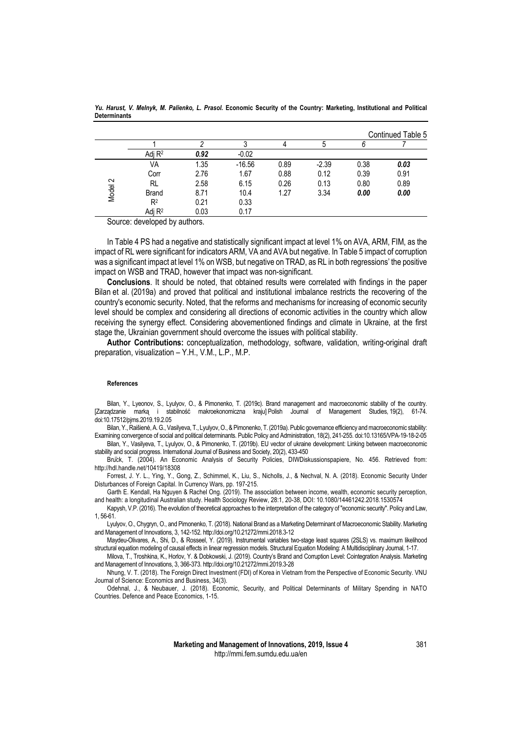Continued Table 5

| | 1 | 2 | 3 | 4 | 5 | 6 | 7 |
|---|---|---|---|---|---|---|---|
| | Adj $R^2$ | ***0.92*** | -0.02 | | | | |
| Model 2 | VA | 1.35 | -16.56 | 0.89 | -2.39 | 0.38 | ***0.03*** |
| | Corr | 2.76 | 1.67 | 0.88 | 0.12 | 0.39 | 0.91 |
| | RL | 2.58 | 6.15 | 0.26 | 0.13 | 0.80 | 0.89 |
| | Brand | 8.71 | 10.4 | 1.27 | 3.34 | ***0.00*** | ***0.00*** |
| | $R^2$ | 0.21 | 0.33 | | | | |
| | Adj $R^2$ | 0.03 | 0.17 | | | | |

Source: developed by authors.

In Table 4 PS had a negative and statistically significant impact at level 1% on AVA, ARM, FIM, as the impact of RL were significant for indicators ARM, VA and AVA but negative. In Table 5 impact of corruption was a significant impact at level 1% on WSB, but negative on TRAD, as RL in both regressions' the positive impact on WSB and TRAD, however that impact was non-significant.

**Conclusions**. It should be noted, that obtained results were correlated with findings in the paper Bilan et al. (2019a) and proved that political and institutional imbalance restricts the recovering of the country's economic security. Noted, that the reforms and mechanisms for increasing of economic security level should be complex and considering all directions of economic activities in the country which allow receiving the synergy effect. Considering abovementioned findings and climate in Ukraine, at the first stage the, Ukrainian government should overcome the issues with political stability.

**Author Contributions:** conceptualization, methodology, software, validation, writing-original draft preparation, visualization – Y.H., V.M., L.P., M.P.

#### References

Bilan, Y., Lyeonov, S., Lyulyov, O., & Pimonenko, T. (2019c). Brand management and macroeconomic stability of the country. [Zarządzanie marką i stabilność makroekonomiczna kraju] Polish Journal of Management Studies, 19(2), 61-74. doi:10.17512/pjms.2019.19.2.05

Bilan, Y., Raišienė, A. G., Vasilyeva, T., Lyulyov, O., & Pimonenko, T. (2019a). Public governance efficiency and macroeconomic stability: Examining convergence of social and political determinants. Public Policy and Administration, 18(2), 241-255. doi:10.13165/VPA-19-18-2-05

Bilan, Y., Vasilyeva, T., Lyulyov, O., & Pimonenko, T. (2019b). EU vector of ukraine development: Linking between macroeconomic stability and social progress. International Journal of Business and Society, 20(2), 433-450

Brück, T. (2004). An Economic Analysis of Security Policies, DIWDiskussionspapiere, No. 456. Retrieved from: http://hdl.handle.net/10419/18308

Forrest, J. Y. L., Ying, Y., Gong, Z., Schimmel, K., Liu, S., Nicholls, J., & Nechval, N. A. (2018). Economic Security Under Disturbances of Foreign Capital. In Currency Wars, pp. 197-215.

Garth E. Kendall, Ha Nguyen & Rachel Ong. (2019). The association between income, wealth, economic security perception, and health: a longitudinal Australian study. Health Sociology Review, 28:1, 20-38, DOI: 10.1080/14461242.2018.1530574

Kapysh, V.P. (2016). The evolution of theoretical approaches to the interpretation of the category of "economic security". Policy and Law, 1, 56-61.

Lyulyov, O., Chygryn, O., and Pimonenko, T. (2018). National Brand as a Marketing Determinant of Macroeconomic Stability. Marketing and Management of Innovations, 3, 142-152. http://doi.org/10.21272/mmi.2018.3-12

Maydeu-Olivares, A., Shi, D., & Rosseel, Y. (2019). Instrumental variables two-stage least squares (2SLS) vs. maximum likelihood structural equation modeling of causal effects in linear regression models. Structural Equation Modeling: A Multidisciplinary Journal, 1-17.

Milova, T., Troshkina, K., Horlov, Y. & Dobkowski, J. (2019). Country's Brand and Corruption Level: Cointegration Analysis. Marketing and Management of Innovations, 3, 366-373. http://doi.org/10.21272/mmi.2019.3-28

Nhung, V. T. (2018). The Foreign Direct Investment (FDI) of Korea in Vietnam from the Perspective of Economic Security. VNU Journal of Science: Economics and Business, 34(3).

Odehnal, J., & Neubauer, J. (2018). Economic, Security, and Political Determinants of Military Spending in NATO Countries. Defence and Peace Economics, 1-15.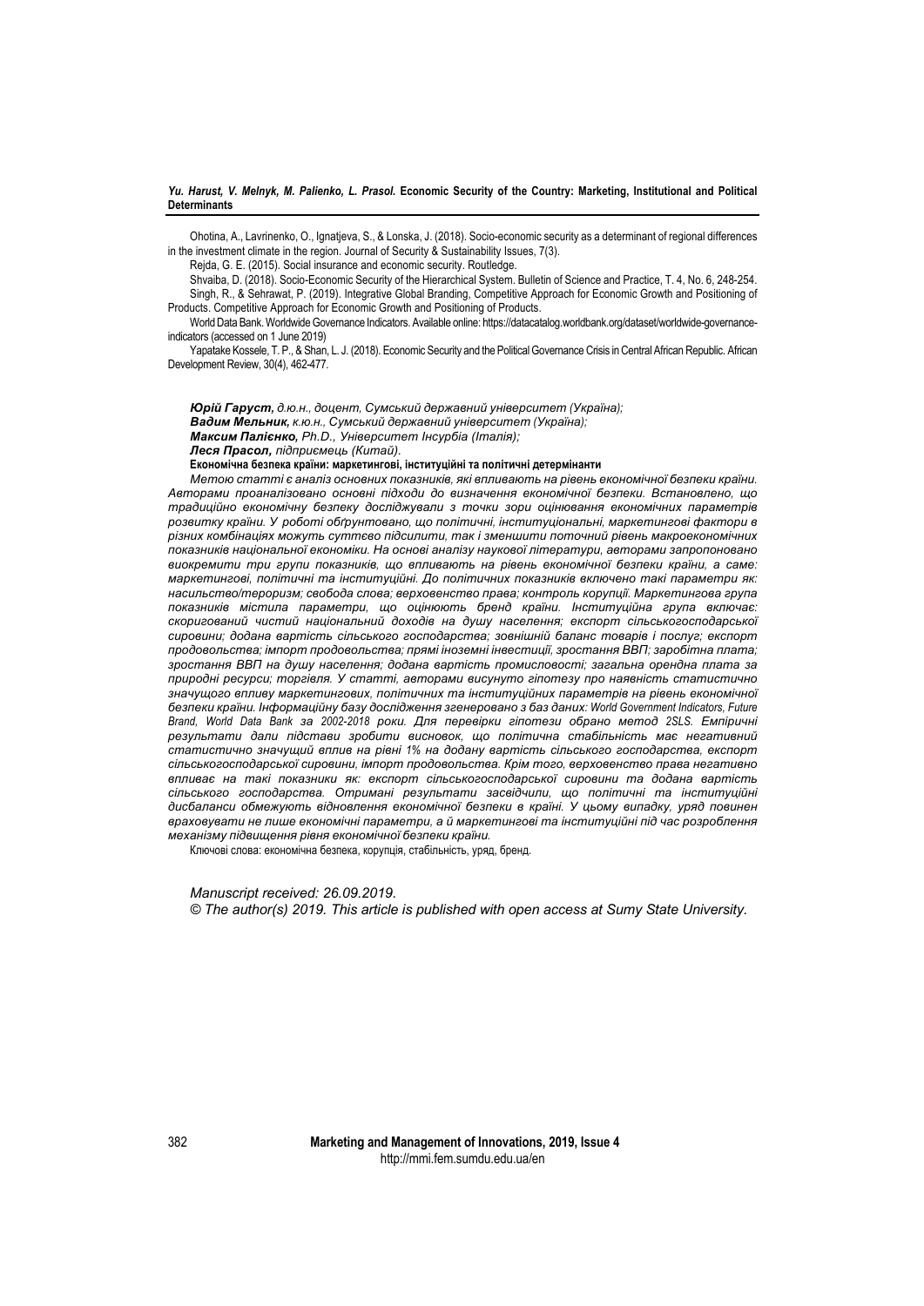Ohotina, A., Lavrinenko, O., Ignatjeva, S., & Lonska, J. (2018). Socio-economic security as a determinant of regional differences in the investment climate in the region. Journal of Security & Sustainability Issues, 7(3).

Rejda, G. E. (2015). Social insurance and economic security. Routledge.

Shvaiba, D. (2018). Socio-Economic Security of the Hierarchical System. Bulletin of Science and Practice, T. 4, No. 6, 248-254.

Singh, R., & Sehrawat, P. (2019). Integrative Global Branding, Competitive Approach for Economic Growth and Positioning of Products. Competitive Approach for Economic Growth and Positioning of Products.

World Data Bank. Worldwide Governance Indicators. Available online: https://datacatalog.worldbank.org/dataset/worldwide-governance-indicators (accessed on 1 June 2019)

Yapatake Kossele, T. P., & Shan, L. J. (2018). Economic Security and the Political Governance Crisis in Central African Republic. African Development Review, 30(4), 462-477.

***Юрій Гаруст,*** *д.ю.н., доцент, Сумський державний університет (Україна);*
***Вадим Мельник,*** *к.ю.н., Сумський державний університет (Україна);*
***Максим Палієнко,*** *Ph.D., Університет Інсурбіа (Італія);*
***Леся Прасол,*** *підприємець (Китай).*

**Економічна безпека країни: маркетингові, інституційні та політичні детермінанти**

*Метою статті є аналіз основних показників, які впливають на рівень економічної безпеки країни. Авторами проаналізовано основні підходи до визначення економічної безпеки. Встановлено, що традиційно економічну безпеку досліджували з точки зору оцінювання економічних параметрів розвитку країни. У роботі обґрунтовано, що політичні, інституціональні, маркетингові фактори в різних комбінаціях можуть суттєво підсилити, так і зменшити поточний рівень макроекономічних показників національної економіки. На основі аналізу наукової літератури, авторами запропоновано виокремити три групи показників, що впливають на рівень економічної безпеки країни, а саме: маркетингові, політичні та інституційні. До політичних показників включено такі параметри як: насильство/тероризм; свобода слова; верховенство права; контроль корупції. Маркетингова група показників містила параметри, що оцінюють бренд країни. Інституційна група включає: скоригований чистий національний доходів на душу населення; експорт сільськогосподарської сировини; додана вартість сільського господарства; зовнішній баланс товарів і послуг; експорт продовольства; імпорт продовольства; прямі іноземні інвестиції; зростання ВВП; заробітна плата; зростання ВВП на душу населення; додана вартість промисловості; загальна орендна плата за природні ресурси; торгівля. У статті, авторами висунуто гіпотезу про наявність статистично значущого впливу маркетингових, політичних та інституційних параметрів на рівень економічної безпеки країни. Інформаційну базу дослідження згенеровано з баз даних: World Government Indicators, Future Brand, World Data Bank за 2002-2018 роки. Для перевірки гіпотези обрано метод 2SLS. Емпіричні результати дали підстави зробити висновок, що політична стабільність має негативний статистично значущий вплив на рівні 1% на додану вартість сільського господарства, експорт сільськогосподарської сировини, імпорт продовольства. Крім того, верховенство права негативно впливає на такі показники як: експорт сільськогосподарської сировини та додана вартість сільського господарства. Отримані результати засвідчили, що політичні та інституційні дисбаланси обмежують відновлення економічної безпеки в країні. У цьому випадку, уряд повинен враховувати не лише економічні параметри, а й маркетингові та інституційні під час розроблення механізму підвищення рівня економічної безпеки країни.*

Ключові слова: економічна безпека, корупція, стабільність, уряд, бренд.

*Manuscript received: 26.09.2019.*
*© The author(s) 2019. This article is published with open access at Sumy State University.*